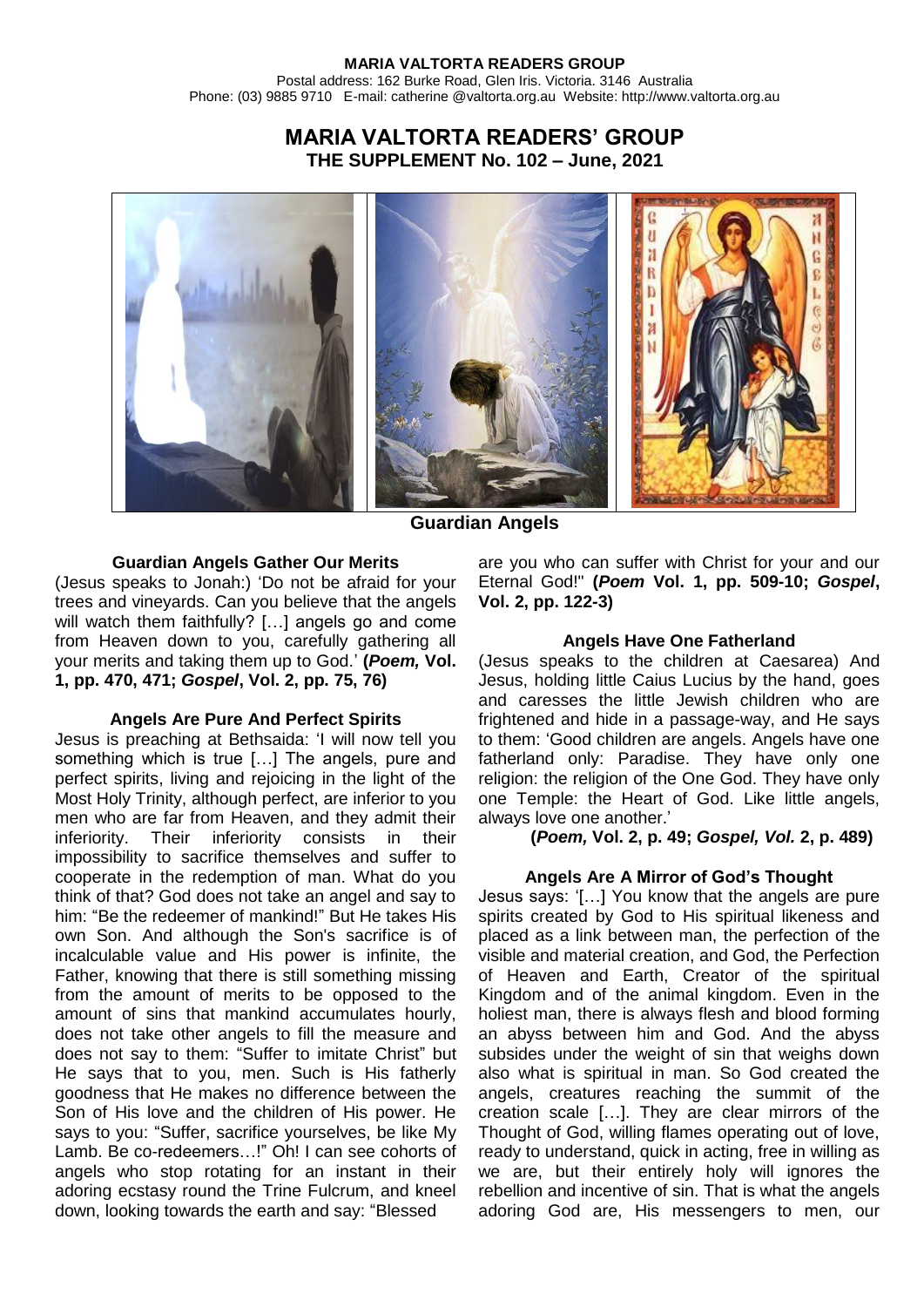**MARIA VALTORTA READERS GROUP**
Postal address: 162 Burke Road, Glen Iris. Victoria. 3146 Australia
Phone: (03) 9885 9710 E-mail: catherine @valtorta.org.au Website: http://www.valtorta.org.au

# MARIA VALTORTA READERS' GROUP
## THE SUPPLEMENT No. 102 – June, 2021

**Guardian Angels**

### Guardian Angels Gather Our Merits

(Jesus speaks to Jonah:) 'Do not be afraid for your trees and vineyards. Can you believe that the angels will watch them faithfully? […] angels go and come from Heaven down to you, carefully gathering all your merits and taking them up to God.' **(*Poem,* Vol. 1, pp. 470, 471; *Gospel*, Vol. 2, pp. 75, 76)**

### Angels Are Pure And Perfect Spirits

Jesus is preaching at Bethsaida: 'I will now tell you something which is true […] The angels, pure and perfect spirits, living and rejoicing in the light of the Most Holy Trinity, although perfect, are inferior to you men who are far from Heaven, and they admit their inferiority. Their inferiority consists in their impossibility to sacrifice themselves and suffer to cooperate in the redemption of man. What do you think of that? God does not take an angel and say to him: "Be the redeemer of mankind!" But He takes His own Son. And although the Son's sacrifice is of incalculable value and His power is infinite, the Father, knowing that there is still something missing from the amount of merits to be opposed to the amount of sins that mankind accumulates hourly, does not take other angels to fill the measure and does not say to them: "Suffer to imitate Christ" but He says that to you, men. Such is His fatherly goodness that He makes no difference between the Son of His love and the children of His power. He says to you: "Suffer, sacrifice yourselves, be like My Lamb. Be co-redeemers…!" Oh! I can see cohorts of angels who stop rotating for an instant in their adoring ecstasy round the Trine Fulcrum, and kneel down, looking towards the earth and say: "Blessed are you who can suffer with Christ for your and our Eternal God!" **(*Poem* Vol. 1, pp. 509-10; *Gospel*, Vol. 2, pp. 122-3)**

### Angels Have One Fatherland

(Jesus speaks to the children at Caesarea) And Jesus, holding little Caius Lucius by the hand, goes and caresses the little Jewish children who are frightened and hide in a passage-way, and He says to them: 'Good children are angels. Angels have one fatherland only: Paradise. They have only one religion: the religion of the One God. They have only one Temple: the Heart of God. Like little angels, always love one another.'

**(*Poem,* Vol. 2, p. 49; *Gospel, Vol.* 2, p. 489)**

### Angels Are A Mirror of God's Thought

Jesus says: '[…] You know that the angels are pure spirits created by God to His spiritual likeness and placed as a link between man, the perfection of the visible and material creation, and God, the Perfection of Heaven and Earth, Creator of the spiritual Kingdom and of the animal kingdom. Even in the holiest man, there is always flesh and blood forming an abyss between him and God. And the abyss subsides under the weight of sin that weighs down also what is spiritual in man. So God created the angels, creatures reaching the summit of the creation scale […]. They are clear mirrors of the Thought of God, willing flames operating out of love, ready to understand, quick in acting, free in willing as we are, but their entirely holy will ignores the rebellion and incentive of sin. That is what the angels adoring God are, His messengers to men, our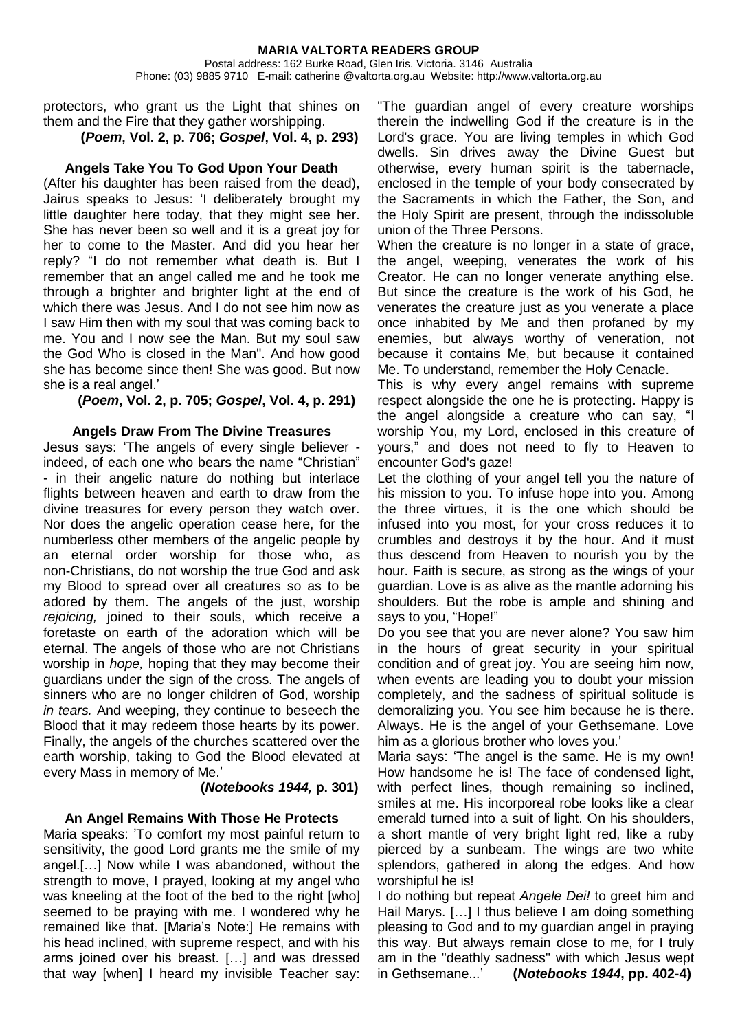protectors, who grant us the Light that shines on them and the Fire that they gather worshipping.

**(*Poem*, Vol. 2, p. 706; *Gospel*, Vol. 4, p. 293)**

### Angels Take You To God Upon Your Death

(After his daughter has been raised from the dead), Jairus speaks to Jesus: 'I deliberately brought my little daughter here today, that they might see her. She has never been so well and it is a great joy for her to come to the Master. And did you hear her reply? "I do not remember what death is. But I remember that an angel called me and he took me through a brighter and brighter light at the end of which there was Jesus. And I do not see him now as I saw Him then with my soul that was coming back to me. You and I now see the Man. But my soul saw the God Who is closed in the Man". And how good she has become since then! She was good. But now she is a real angel.'

**(*Poem*, Vol. 2, p. 705; *Gospel*, Vol. 4, p. 291)**

### Angels Draw From The Divine Treasures

Jesus says: 'The angels of every single believer - indeed, of each one who bears the name "Christian" - in their angelic nature do nothing but interlace flights between heaven and earth to draw from the divine treasures for every person they watch over. Nor does the angelic operation cease here, for the numberless other members of the angelic people by an eternal order worship for those who, as non-Christians, do not worship the true God and ask my Blood to spread over all creatures so as to be adored by them. The angels of the just, worship *rejoicing,* joined to their souls, which receive a foretaste on earth of the adoration which will be eternal. The angels of those who are not Christians worship in *hope,* hoping that they may become their guardians under the sign of the cross. The angels of sinners who are no longer children of God, worship *in tears.* And weeping, they continue to beseech the Blood that it may redeem those hearts by its power. Finally, the angels of the churches scattered over the earth worship, taking to God the Blood elevated at every Mass in memory of Me.'

**(*Notebooks 1944,* p. 301)**

### An Angel Remains With Those He Protects

Maria speaks: 'To comfort my most painful return to sensitivity, the good Lord grants me the smile of my angel.[…] Now while I was abandoned, without the strength to move, I prayed, looking at my angel who was kneeling at the foot of the bed to the right [who] seemed to be praying with me. I wondered why he remained like that. [Maria's Note:] He remains with his head inclined, with supreme respect, and with his arms joined over his breast. […] and was dressed that way [when] I heard my invisible Teacher say: "The guardian angel of every creature worships therein the indwelling God if the creature is in the Lord's grace. You are living temples in which God dwells. Sin drives away the Divine Guest but otherwise, every human spirit is the tabernacle, enclosed in the temple of your body consecrated by the Sacraments in which the Father, the Son, and the Holy Spirit are present, through the indissoluble union of the Three Persons.

When the creature is no longer in a state of grace, the angel, weeping, venerates the work of his Creator. He can no longer venerate anything else. But since the creature is the work of his God, he venerates the creature just as you venerate a place once inhabited by Me and then profaned by my enemies, but always worthy of veneration, not because it contains Me, but because it contained Me. To understand, remember the Holy Cenacle.

This is why every angel remains with supreme respect alongside the one he is protecting. Happy is the angel alongside a creature who can say, "I worship You, my Lord, enclosed in this creature of yours," and does not need to fly to Heaven to encounter God's gaze!

Let the clothing of your angel tell you the nature of his mission to you. To infuse hope into you. Among the three virtues, it is the one which should be infused into you most, for your cross reduces it to crumbles and destroys it by the hour. And it must thus descend from Heaven to nourish you by the hour. Faith is secure, as strong as the wings of your guardian. Love is as alive as the mantle adorning his shoulders. But the robe is ample and shining and says to you, "Hope!"

Do you see that you are never alone? You saw him in the hours of great security in your spiritual condition and of great joy. You are seeing him now, when events are leading you to doubt your mission completely, and the sadness of spiritual solitude is demoralizing you. You see him because he is there. Always. He is the angel of your Gethsemane. Love him as a glorious brother who loves you.'

Maria says: 'The angel is the same. He is my own! How handsome he is! The face of condensed light, with perfect lines, though remaining so inclined, smiles at me. His incorporeal robe looks like a clear emerald turned into a suit of light. On his shoulders, a short mantle of very bright light red, like a ruby pierced by a sunbeam. The wings are two white splendors, gathered in along the edges. And how worshipful he is!

I do nothing but repeat *Angele Dei!* to greet him and Hail Marys. […] I thus believe I am doing something pleasing to God and to my guardian angel in praying this way. But always remain close to me, for I truly am in the "deathly sadness" with which Jesus wept in Gethsemane...' **(*Notebooks 1944*, pp. 402-4)**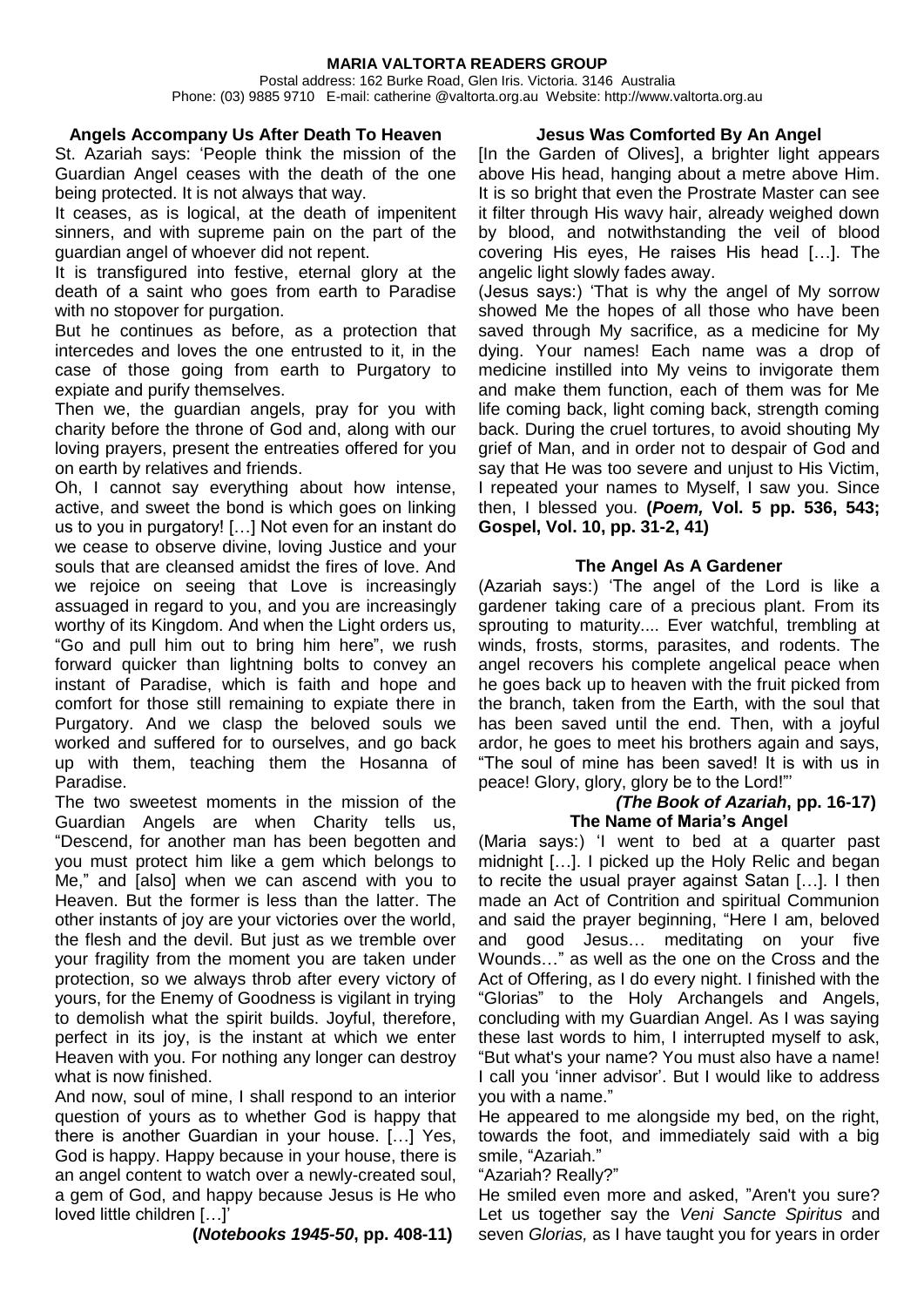**MARIA VALTORTA READERS GROUP**
Postal address: 162 Burke Road, Glen Iris. Victoria. 3146 Australia
Phone: (03) 9885 9710 E-mail: catherine @valtorta.org.au Website: http://www.valtorta.org.au

### Angels Accompany Us After Death To Heaven

St. Azariah says: 'People think the mission of the Guardian Angel ceases with the death of the one being protected. It is not always that way.

It ceases, as is logical, at the death of impenitent sinners, and with supreme pain on the part of the guardian angel of whoever did not repent.

It is transfigured into festive, eternal glory at the death of a saint who goes from earth to Paradise with no stopover for purgation.

But he continues as before, as a protection that intercedes and loves the one entrusted to it, in the case of those going from earth to Purgatory to expiate and purify themselves.

Then we, the guardian angels, pray for you with charity before the throne of God and, along with our loving prayers, present the entreaties offered for you on earth by relatives and friends.

Oh, I cannot say everything about how intense, active, and sweet the bond is which goes on linking us to you in purgatory! […] Not even for an instant do we cease to observe divine, loving Justice and your souls that are cleansed amidst the fires of love. And we rejoice on seeing that Love is increasingly assuaged in regard to you, and you are increasingly worthy of its Kingdom. And when the Light orders us, "Go and pull him out to bring him here", we rush forward quicker than lightning bolts to convey an instant of Paradise, which is faith and hope and comfort for those still remaining to expiate there in Purgatory. And we clasp the beloved souls we worked and suffered for to ourselves, and go back up with them, teaching them the Hosanna of Paradise.

The two sweetest moments in the mission of the Guardian Angels are when Charity tells us, "Descend, for another man has been begotten and you must protect him like a gem which belongs to Me," and [also] when we can ascend with you to Heaven. But the former is less than the latter. The other instants of joy are your victories over the world, the flesh and the devil. But just as we tremble over your fragility from the moment you are taken under protection, so we always throb after every victory of yours, for the Enemy of Goodness is vigilant in trying to demolish what the spirit builds. Joyful, therefore, perfect in its joy, is the instant at which we enter Heaven with you. For nothing any longer can destroy what is now finished.

And now, soul of mine, I shall respond to an interior question of yours as to whether God is happy that there is another Guardian in your house. […] Yes, God is happy. Happy because in your house, there is an angel content to watch over a newly-created soul, a gem of God, and happy because Jesus is He who loved little children […]'

**(*Notebooks 1945-50*, pp. 408-11)**

### Jesus Was Comforted By An Angel

[In the Garden of Olives], a brighter light appears above His head, hanging about a metre above Him. It is so bright that even the Prostrate Master can see it filter through His wavy hair, already weighed down by blood, and notwithstanding the veil of blood covering His eyes, He raises His head […]. The angelic light slowly fades away.

(Jesus says:) 'That is why the angel of My sorrow showed Me the hopes of all those who have been saved through My sacrifice, as a medicine for My dying. Your names! Each name was a drop of medicine instilled into My veins to invigorate them and make them function, each of them was for Me life coming back, light coming back, strength coming back. During the cruel tortures, to avoid shouting My grief of Man, and in order not to despair of God and say that He was too severe and unjust to His Victim, I repeated your names to Myself, I saw you. Since then, I blessed you. **(*Poem,* Vol. 5 pp. 536, 543; Gospel, Vol. 10, pp. 31-2, 41)**

### The Angel As A Gardener

(Azariah says:) 'The angel of the Lord is like a gardener taking care of a precious plant. From its sprouting to maturity.... Ever watchful, trembling at winds, frosts, storms, parasites, and rodents. The angel recovers his complete angelical peace when he goes back up to heaven with the fruit picked from the branch, taken from the Earth, with the soul that has been saved until the end. Then, with a joyful ardor, he goes to meet his brothers again and says, "The soul of mine has been saved! It is with us in peace! Glory, glory, glory be to the Lord!"'

***(The Book of Azariah*, pp. 16-17)**

### The Name of Maria's Angel

(Maria says:) 'I went to bed at a quarter past midnight […]. I picked up the Holy Relic and began to recite the usual prayer against Satan […]. I then made an Act of Contrition and spiritual Communion and said the prayer beginning, "Here I am, beloved and good Jesus… meditating on your five Wounds…" as well as the one on the Cross and the Act of Offering, as I do every night. I finished with the "Glorias" to the Holy Archangels and Angels, concluding with my Guardian Angel. As I was saying these last words to him, I interrupted myself to ask, "But what's your name? You must also have a name! I call you 'inner advisor'. But I would like to address you with a name."

He appeared to me alongside my bed, on the right, towards the foot, and immediately said with a big smile, "Azariah."

"Azariah? Really?"

He smiled even more and asked, "Aren't you sure? Let us together say the *Veni Sancte Spiritus* and seven *Glorias,* as I have taught you for years in order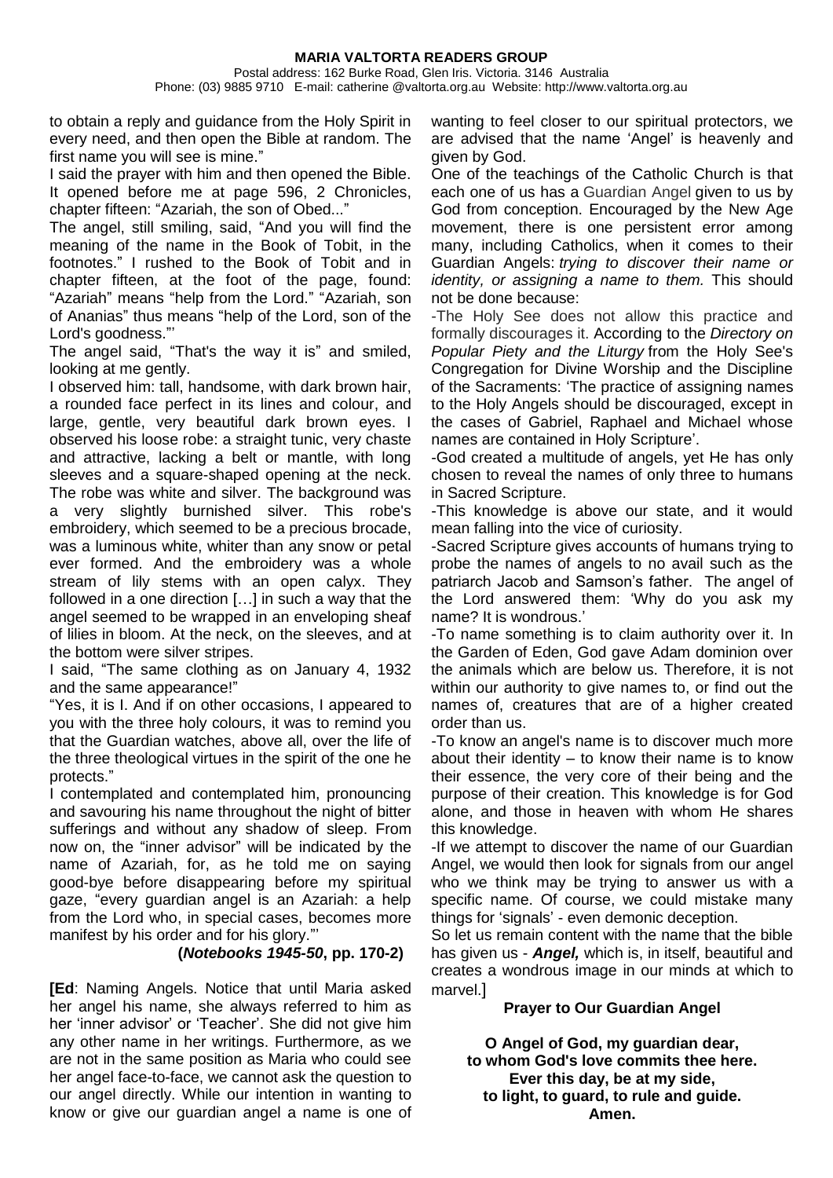to obtain a reply and guidance from the Holy Spirit in every need, and then open the Bible at random. The first name you will see is mine."

I said the prayer with him and then opened the Bible. It opened before me at page 596, 2 Chronicles, chapter fifteen: "Azariah, the son of Obed..."

The angel, still smiling, said, "And you will find the meaning of the name in the Book of Tobit, in the footnotes." I rushed to the Book of Tobit and in chapter fifteen, at the foot of the page, found: "Azariah" means "help from the Lord." "Azariah, son of Ananias" thus means "help of the Lord, son of the Lord's goodness."'

The angel said, "That's the way it is" and smiled, looking at me gently.

I observed him: tall, handsome, with dark brown hair, a rounded face perfect in its lines and colour, and large, gentle, very beautiful dark brown eyes. I observed his loose robe: a straight tunic, very chaste and attractive, lacking a belt or mantle, with long sleeves and a square-shaped opening at the neck. The robe was white and silver. The background was a very slightly burnished silver. This robe's embroidery, which seemed to be a precious brocade, was a luminous white, whiter than any snow or petal ever formed. And the embroidery was a whole stream of lily stems with an open calyx. They followed in a one direction [...] in such a way that the angel seemed to be wrapped in an enveloping sheaf of lilies in bloom. At the neck, on the sleeves, and at the bottom were silver stripes.

I said, "The same clothing as on January 4, 1932 and the same appearance!"

"Yes, it is I. And if on other occasions, I appeared to you with the three holy colours, it was to remind you that the Guardian watches, above all, over the life of the three theological virtues in the spirit of the one he protects."

I contemplated and contemplated him, pronouncing and savouring his name throughout the night of bitter sufferings and without any shadow of sleep. From now on, the "inner advisor" will be indicated by the name of Azariah, for, as he told me on saying good-bye before disappearing before my spiritual gaze, "every guardian angel is an Azariah: a help from the Lord who, in special cases, becomes more manifest by his order and for his glory."'

**(*Notebooks 1945-50*, pp. 170-2)**

**[Ed**: Naming Angels. Notice that until Maria asked her angel his name, she always referred to him as her 'inner advisor' or 'Teacher'. She did not give him any other name in her writings. Furthermore, as we are not in the same position as Maria who could see her angel face-to-face, we cannot ask the question to our angel directly. While our intention in wanting to know or give our guardian angel a name is one of wanting to feel closer to our spiritual protectors, we are advised that the name 'Angel' is heavenly and given by God.

One of the teachings of the Catholic Church is that each one of us has a Guardian Angel given to us by God from conception. Encouraged by the New Age movement, there is one persistent error among many, including Catholics, when it comes to their Guardian Angels: *trying to discover their name or identity, or assigning a name to them.* This should not be done because:

-The Holy See does not allow this practice and formally discourages it. According to the *Directory on Popular Piety and the Liturgy* from the Holy See's Congregation for Divine Worship and the Discipline of the Sacraments: 'The practice of assigning names to the Holy Angels should be discouraged, except in the cases of Gabriel, Raphael and Michael whose names are contained in Holy Scripture'.

-God created a multitude of angels, yet He has only chosen to reveal the names of only three to humans in Sacred Scripture.

-This knowledge is above our state, and it would mean falling into the vice of curiosity.

-Sacred Scripture gives accounts of humans trying to probe the names of angels to no avail such as the patriarch Jacob and Samson's father. The angel of the Lord answered them: 'Why do you ask my name? It is wondrous.'

-To name something is to claim authority over it. In the Garden of Eden, God gave Adam dominion over the animals which are below us. Therefore, it is not within our authority to give names to, or find out the names of, creatures that are of a higher created order than us.

-To know an angel's name is to discover much more about their identity – to know their name is to know their essence, the very core of their being and the purpose of their creation. This knowledge is for God alone, and those in heaven with whom He shares this knowledge.

-If we attempt to discover the name of our Guardian Angel, we would then look for signals from our angel who we think may be trying to answer us with a specific name. Of course, we could mistake many things for 'signals' - even demonic deception.

So let us remain content with the name that the bible has given us - ***Angel,*** which is, in itself, beautiful and creates a wondrous image in our minds at which to marvel.]

**Prayer to Our Guardian Angel**

**O Angel of God, my guardian dear,**
**to whom God's love commits thee here.**
**Ever this day, be at my side,**
**to light, to guard, to rule and guide.**
**Amen.**